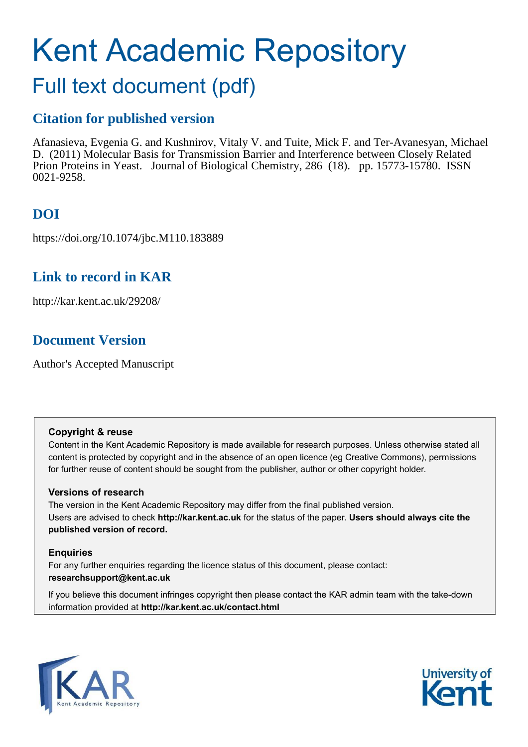# Kent Academic Repository

## Full text document (pdf)

## Citation for published version

Afanasieva, Evgenia G. and Kushnirov, Vitaly V. and Tuite, Mick F. and Ter-Avanesyan, Michael D. (2011) Molecular Basis for Transmission Barrier and Interference between Closely Related Prion Proteins in Yeast. Journal of Biological Chemistry, 286 (18). pp. 15773-15780. ISSN 0021-9258.

## DOI

https://doi.org/10.1074/jbc.M110.183889

## Link to record in KAR

http://kar.kent.ac.uk/29208/

## Document Version

Author's Accepted Manuscript

**Copyright & reuse**

Content in the Kent Academic Repository is made available for research purposes. Unless otherwise stated all content is protected by copyright and in the absence of an open licence (eg Creative Commons), permissions for further reuse of content should be sought from the publisher, author or other copyright holder.

**Versions of research**

The version in the Kent Academic Repository may differ from the final published version. Users are advised to check **http://kar.kent.ac.uk** for the status of the paper. **Users should always cite the published version of record.**

**Enquiries**

For any further enquiries regarding the licence status of this document, please contact: **researchsupport@kent.ac.uk**

If you believe this document infringes copyright then please contact the KAR admin team with the take-down information provided at **http://kar.kent.ac.uk/contact.html**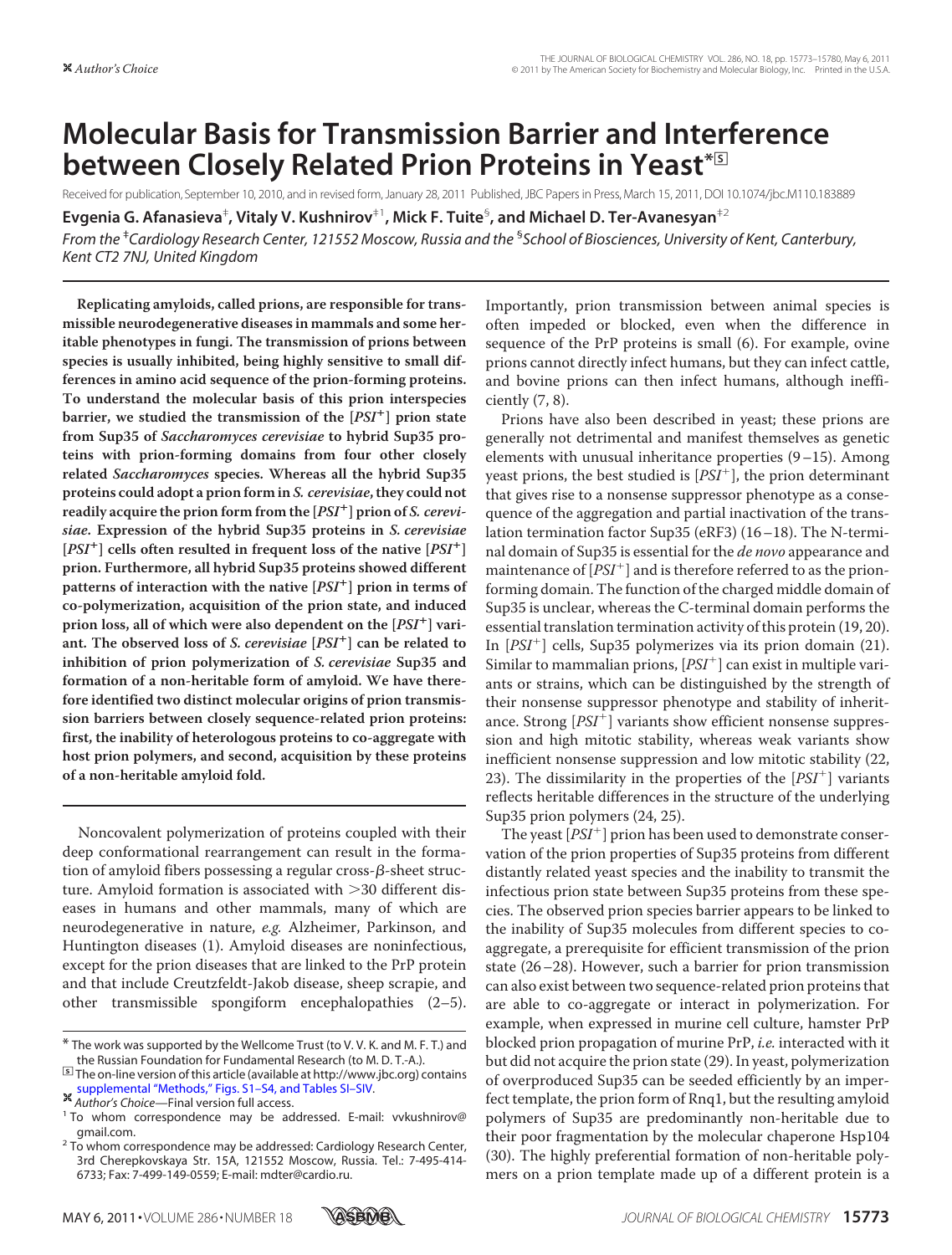# Molecular Basis for Transmission Barrier and Interference between Closely Related Prion Proteins in Yeast*

Received for publication, September 10, 2010, and in revised form, January 28, 2011 Published, JBC Papers in Press, March 15, 2011, DOI 10.1074/jbc.M110.183889

**Evgenia G. Afanasieva‡, Vitaly V. Kushnirov‡1, Mick F. Tuite§, and Michael D. Ter-Avanesyan‡2**

*From the ‡Cardiology Research Center, 121552 Moscow, Russia and the §School of Biosciences, University of Kent, Canterbury, Kent CT2 7NJ, United Kingdom*

**Replicating amyloids, called prions, are responsible for transmissible neurodegenerative diseases in mammals and some heritable phenotypes in fungi. The transmission of prions between species is usually inhibited, being highly sensitive to small differences in amino acid sequence of the prion-forming proteins. To understand the molecular basis of this prion interspecies barrier, we studied the transmission of the [*PSI*+] prion state from Sup35 of *Saccharomyces cerevisiae* to hybrid Sup35 proteins with prion-forming domains from four other closely related *Saccharomyces* species. Whereas all the hybrid Sup35 proteins could adopt a prion form in *S. cerevisiae*, they could not readily acquire the prion form from the [*PSI*+] prion of *S. cerevisiae*. Expression of the hybrid Sup35 proteins in *S. cerevisiae* [*PSI*+] cells often resulted in frequent loss of the native [*PSI*+] prion. Furthermore, all hybrid Sup35 proteins showed different patterns of interaction with the native [*PSI*+] prion in terms of co-polymerization, acquisition of the prion state, and induced prion loss, all of which were also dependent on the [*PSI*+] variant. The observed loss of *S. cerevisiae* [*PSI*+] can be related to inhibition of prion polymerization of *S. cerevisiae* Sup35 and formation of a non-heritable form of amyloid. We have therefore identified two distinct molecular origins of prion transmission barriers between closely sequence-related prion proteins: first, the inability of heterologous proteins to co-aggregate with host prion polymers, and second, acquisition by these proteins of a non-heritable amyloid fold.**

Noncovalent polymerization of proteins coupled with their deep conformational rearrangement can result in the formation of amyloid fibers possessing a regular cross-β-sheet structure. Amyloid formation is associated with >30 different diseases in humans and other mammals, many of which are neurodegenerative in nature, *e.g.* Alzheimer, Parkinson, and Huntington diseases (1). Amyloid diseases are noninfectious, except for the prion diseases that are linked to the PrP protein and that include Creutzfeldt-Jakob disease, sheep scrapie, and other transmissible spongiform encephalopathies (2–5). Importantly, prion transmission between animal species is often impeded or blocked, even when the difference in sequence of the PrP proteins is small (6). For example, ovine prions cannot directly infect humans, but they can infect cattle, and bovine prions can then infect humans, although inefficiently (7, 8).

Prions have also been described in yeast; these prions are generally not detrimental and manifest themselves as genetic elements with unusual inheritance properties (9–15). Among yeast prions, the best studied is [*PSI*+], the prion determinant that gives rise to a nonsense suppressor phenotype as a consequence of the aggregation and partial inactivation of the translation termination factor Sup35 (eRF3) (16–18). The N-terminal domain of Sup35 is essential for the *de novo* appearance and maintenance of [*PSI*+] and is therefore referred to as the prion-forming domain. The function of the charged middle domain of Sup35 is unclear, whereas the C-terminal domain performs the essential translation termination activity of this protein (19, 20). In [*PSI*+] cells, Sup35 polymerizes via its prion domain (21). Similar to mammalian prions, [*PSI*+] can exist in multiple variants or strains, which can be distinguished by the strength of their nonsense suppressor phenotype and stability of inheritance. Strong [*PSI*+] variants show efficient nonsense suppression and high mitotic stability, whereas weak variants show inefficient nonsense suppression and low mitotic stability (22, 23). The dissimilarity in the properties of the [*PSI*+] variants reflects heritable differences in the structure of the underlying Sup35 prion polymers (24, 25).

The yeast [*PSI*+] prion has been used to demonstrate conservation of the prion properties of Sup35 proteins from different distantly related yeast species and the inability to transmit the infectious prion state between Sup35 proteins from these species. The observed prion species barrier appears to be linked to the inability of Sup35 molecules from different species to co-aggregate, a prerequisite for efficient transmission of the prion state (26–28). However, such a barrier for prion transmission can also exist between two sequence-related prion proteins that are able to co-aggregate or interact in polymerization. For example, when expressed in murine cell culture, hamster PrP blocked prion propagation of murine PrP, *i.e.* interacted with it but did not acquire the prion state (29). In yeast, polymerization of overproduced Sup35 can be seeded efficiently by an imperfect template, the prion form of Rnq1, but the resulting amyloid polymers of Sup35 are predominantly non-heritable due to their poor fragmentation by the molecular chaperone Hsp104 (30). The highly preferential formation of non-heritable polymers on a prion template made up of a different protein is a

---

* The work was supported by the Wellcome Trust (to V. V. K. and M. F. T.) and the Russian Foundation for Fundamental Research (to M. D. T.-A.).

The on-line version of this article (available at http://www.jbc.org) contains supplemental "Methods," Figs. S1–S4, and Tables SI–SIV.

*Author's Choice*—Final version full access.

[1] To whom correspondence may be addressed. E-mail: vvkushnirov@gmail.com.

[2] To whom correspondence may be addressed: Cardiology Research Center, 3rd Cherepkovskaya Str. 15A, 121552 Moscow, Russia. Tel.: 7-495-414-6733; Fax: 7-499-149-0559; E-mail: mdter@cardio.ru.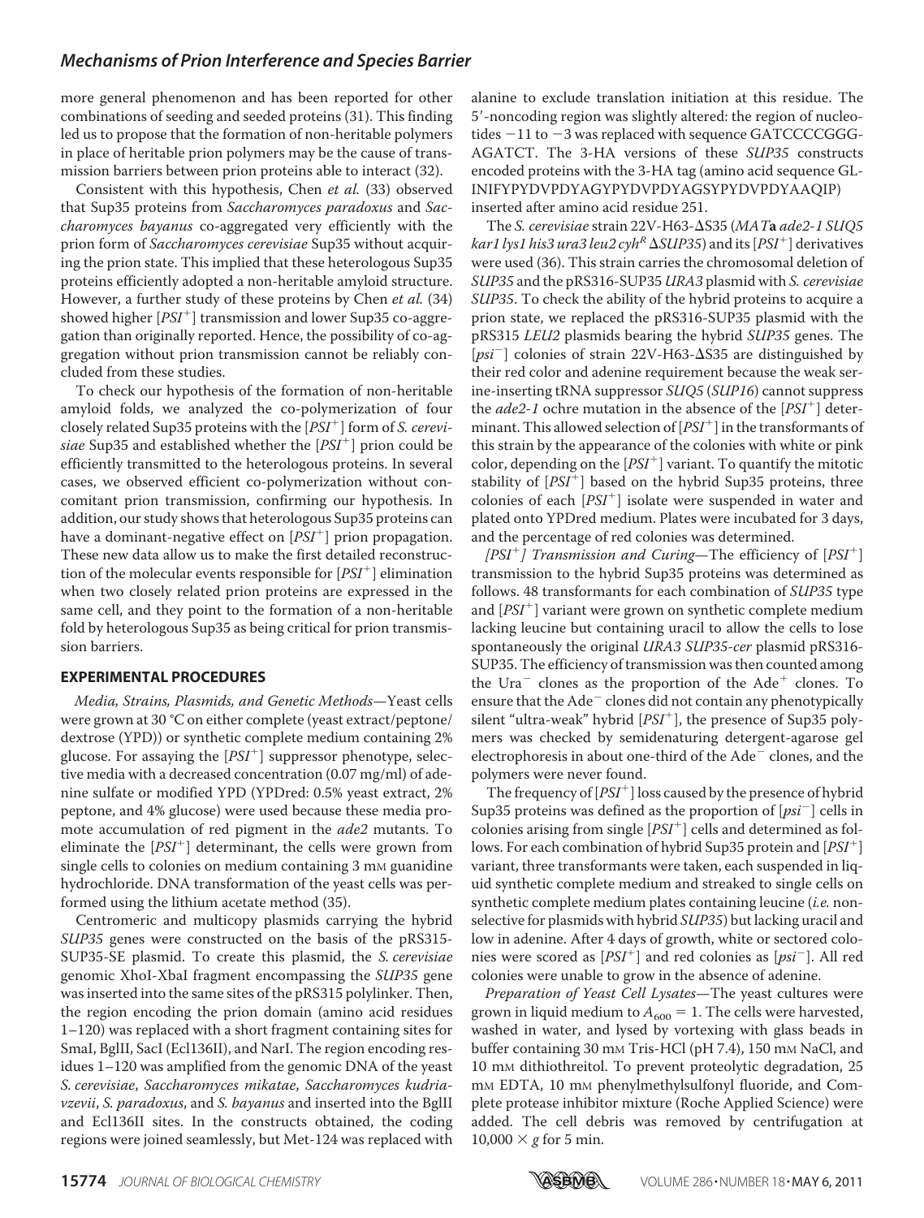more general phenomenon and has been reported for other combinations of seeding and seeded proteins (31). This finding led us to propose that the formation of non-heritable polymers in place of heritable prion polymers may be the cause of transmission barriers between prion proteins able to interact (32).

Consistent with this hypothesis, Chen *et al.* (33) observed that Sup35 proteins from *Saccharomyces paradoxus* and *Saccharomyces bayanus* co-aggregated very efficiently with the prion form of *Saccharomyces cerevisiae* Sup35 without acquiring the prion state. This implied that these heterologous Sup35 proteins efficiently adopted a non-heritable amyloid structure. However, a further study of these proteins by Chen *et al.* (34) showed higher [*PSI*$^+$] transmission and lower Sup35 co-aggregation than originally reported. Hence, the possibility of co-aggregation without prion transmission cannot be reliably concluded from these studies.

To check our hypothesis of the formation of non-heritable amyloid folds, we analyzed the co-polymerization of four closely related Sup35 proteins with the [*PSI*$^+$] form of *S. cerevisiae* Sup35 and established whether the [*PSI*$^+$] prion could be efficiently transmitted to the heterologous proteins. In several cases, we observed efficient co-polymerization without concomitant prion transmission, confirming our hypothesis. In addition, our study shows that heterologous Sup35 proteins can have a dominant-negative effect on [*PSI*$^+$] prion propagation. These new data allow us to make the first detailed reconstruction of the molecular events responsible for [*PSI*$^+$] elimination when two closely related prion proteins are expressed in the same cell, and they point to the formation of a non-heritable fold by heterologous Sup35 as being critical for prion transmission barriers.

## EXPERIMENTAL PROCEDURES

*Media, Strains, Plasmids, and Genetic Methods*—Yeast cells were grown at 30 °C on either complete (yeast extract/peptone/dextrose (YPD)) or synthetic complete medium containing 2% glucose. For assaying the [*PSI*$^+$] suppressor phenotype, selective media with a decreased concentration (0.07 mg/ml) of adenine sulfate or modified YPD (YPDred: 0.5% yeast extract, 2% peptone, and 4% glucose) were used because these media promote accumulation of red pigment in the *ade2* mutants. To eliminate the [*PSI*$^+$] determinant, the cells were grown from single cells to colonies on medium containing 3 mM guanidine hydrochloride. DNA transformation of the yeast cells was performed using the lithium acetate method (35).

Centromeric and multicopy plasmids carrying the hybrid *SUP35* genes were constructed on the basis of the pRS315-SUP35-SE plasmid. To create this plasmid, the *S. cerevisiae* genomic XhoI-XbaI fragment encompassing the *SUP35* gene was inserted into the same sites of the pRS315 polylinker. Then, the region encoding the prion domain (amino acid residues 1–120) was replaced with a short fragment containing sites for SmaI, BglII, SacI (Ecl136II), and NarI. The region encoding residues 1–120 was amplified from the genomic DNA of the yeast *S. cerevisiae*, *Saccharomyces mikatae*, *Saccharomyces kudriavzevii*, *S. paradoxus*, and *S. bayanus* and inserted into the BglII and Ecl136II sites. In the constructs obtained, the coding regions were joined seamlessly, but Met-124 was replaced with alanine to exclude translation initiation at this residue. The 5′-noncoding region was slightly altered: the region of nucleotides −11 to −3 was replaced with sequence GATCCCCGGGAGATCT. The 3-HA versions of these *SUP35* constructs encoded proteins with the 3-HA tag (amino acid sequence GLINIFYPYDVPDYAGYPYDVPDYAGSYPYDVPDYAAQIP) inserted after amino acid residue 251.

The *S. cerevisiae* strain 22V-H63-ΔS35 (*MAT***a** *ade2-1 SUQ5 kar1 lys1 his3 ura3 leu2 cyh*$^R$ *ΔSUP35*) and its [*PSI*$^+$] derivatives were used (36). This strain carries the chromosomal deletion of *SUP35* and the pRS316-SUP35 *URA3* plasmid with *S. cerevisiae SUP35*. To check the ability of the hybrid proteins to acquire a prion state, we replaced the pRS316-SUP35 plasmid with the pRS315 *LEU2* plasmids bearing the hybrid *SUP35* genes. The [*psi*$^-$] colonies of strain 22V-H63-ΔS35 are distinguished by their red color and adenine requirement because the weak serine-inserting tRNA suppressor *SUQ5* (*SUP16*) cannot suppress the *ade2-1* ochre mutation in the absence of the [*PSI*$^+$] determinant. This allowed selection of [*PSI*$^+$] in the transformants of this strain by the appearance of the colonies with white or pink color, depending on the [*PSI*$^+$] variant. To quantify the mitotic stability of [*PSI*$^+$] based on the hybrid Sup35 proteins, three colonies of each [*PSI*$^+$] isolate were suspended in water and plated onto YPDred medium. Plates were incubated for 3 days, and the percentage of red colonies was determined.

*[PSI*$^+$*] Transmission and Curing*—The efficiency of [*PSI*$^+$] transmission to the hybrid Sup35 proteins was determined as follows. 48 transformants for each combination of *SUP35* type and [*PSI*$^+$] variant were grown on synthetic complete medium lacking leucine but containing uracil to allow the cells to lose spontaneously the original *URA3 SUP35-cer* plasmid pRS316-SUP35. The efficiency of transmission was then counted among the Ura$^-$ clones as the proportion of the Ade$^+$ clones. To ensure that the Ade$^-$ clones did not contain any phenotypically silent "ultra-weak" hybrid [*PSI*$^+$], the presence of Sup35 polymers was checked by semidenaturing detergent-agarose gel electrophoresis in about one-third of the Ade$^-$ clones, and the polymers were never found.

The frequency of [*PSI*$^+$] loss caused by the presence of hybrid Sup35 proteins was defined as the proportion of [*psi*$^-$] cells in colonies arising from single [*PSI*$^+$] cells and determined as follows. For each combination of hybrid Sup35 protein and [*PSI*$^+$] variant, three transformants were taken, each suspended in liquid synthetic complete medium and streaked to single cells on synthetic complete medium plates containing leucine (*i.e.* nonselective for plasmids with hybrid *SUP35*) but lacking uracil and low in adenine. After 4 days of growth, white or sectored colonies were scored as [*PSI*$^+$] and red colonies as [*psi*$^-$]. All red colonies were unable to grow in the absence of adenine.

*Preparation of Yeast Cell Lysates*—The yeast cultures were grown in liquid medium to $A_{600}$ = 1. The cells were harvested, washed in water, and lysed by vortexing with glass beads in buffer containing 30 mM Tris-HCl (pH 7.4), 150 mM NaCl, and 10 mM dithiothreitol. To prevent proteolytic degradation, 25 mM EDTA, 10 mM phenylmethylsulfonyl fluoride, and Complete protease inhibitor mixture (Roche Applied Science) were added. The cell debris was removed by centrifugation at 10,000 × *g* for 5 min.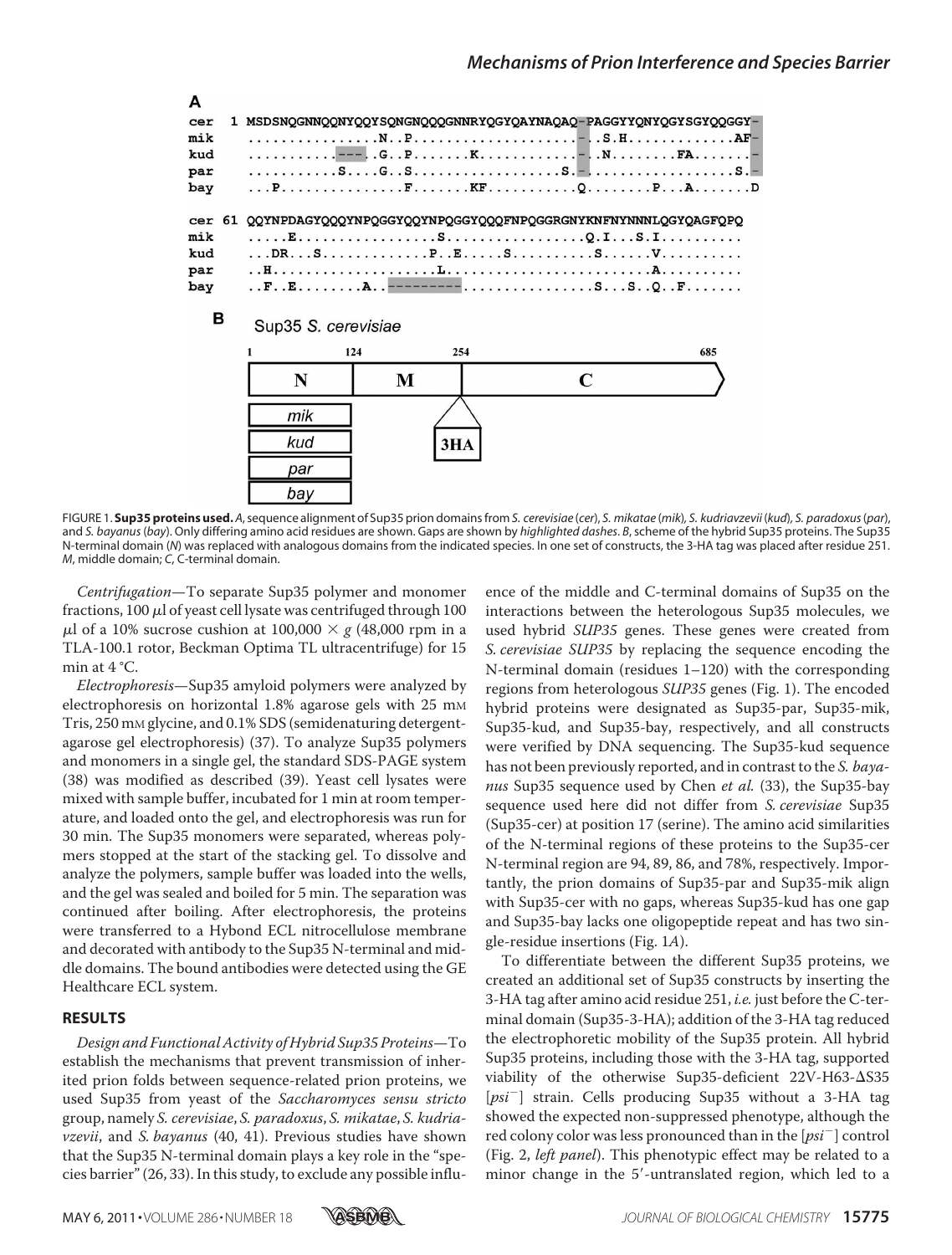FIGURE 1. **Sup35 proteins used.** *A*, sequence alignment of Sup35 prion domains from *S. cerevisiae* (*cer*), *S. mikatae* (*mik*), *S. kudriavzevii* (*kud*), *S. paradoxus* (*par*), and *S. bayanus* (*bay*). Only differing amino acid residues are shown. Gaps are shown by *highlighted dashes*. *B*, scheme of the hybrid Sup35 proteins. The Sup35 N-terminal domain (*N*) was replaced with analogous domains from the indicated species. In one set of constructs, the 3-HA tag was placed after residue 251. *M*, middle domain; *C*, C-terminal domain.

*Centrifugation*—To separate Sup35 polymer and monomer fractions, 100 μl of yeast cell lysate was centrifuged through 100 μl of a 10% sucrose cushion at 100,000 × *g* (48,000 rpm in a TLA-100.1 rotor, Beckman Optima TL ultracentrifuge) for 15 min at 4 °C.

*Electrophoresis*—Sup35 amyloid polymers were analyzed by electrophoresis on horizontal 1.8% agarose gels with 25 mM Tris, 250 mM glycine, and 0.1% SDS (semidenaturing detergent-agarose gel electrophoresis) (37). To analyze Sup35 polymers and monomers in a single gel, the standard SDS-PAGE system (38) was modified as described (39). Yeast cell lysates were mixed with sample buffer, incubated for 1 min at room temperature, and loaded onto the gel, and electrophoresis was run for 30 min. The Sup35 monomers were separated, whereas polymers stopped at the start of the stacking gel. To dissolve and analyze the polymers, sample buffer was loaded into the wells, and the gel was sealed and boiled for 5 min. The separation was continued after boiling. After electrophoresis, the proteins were transferred to a Hybond ECL nitrocellulose membrane and decorated with antibody to the Sup35 N-terminal and middle domains. The bound antibodies were detected using the GE Healthcare ECL system.

## RESULTS

*Design and Functional Activity of Hybrid Sup35 Proteins*—To establish the mechanisms that prevent transmission of inherited prion folds between sequence-related prion proteins, we used Sup35 from yeast of the *Saccharomyces sensu stricto* group, namely *S. cerevisiae*, *S. paradoxus*, *S. mikatae*, *S. kudriavzevii*, and *S. bayanus* (40, 41). Previous studies have shown that the Sup35 N-terminal domain plays a key role in the "species barrier" (26, 33). In this study, to exclude any possible influence of the middle and C-terminal domains of Sup35 on the interactions between the heterologous Sup35 molecules, we used hybrid *SUP35* genes. These genes were created from *S. cerevisiae SUP35* by replacing the sequence encoding the N-terminal domain (residues 1–120) with the corresponding regions from heterologous *SUP35* genes (Fig. 1). The encoded hybrid proteins were designated as Sup35-par, Sup35-mik, Sup35-kud, and Sup35-bay, respectively, and all constructs were verified by DNA sequencing. The Sup35-kud sequence has not been previously reported, and in contrast to the *S. bayanus* Sup35 sequence used by Chen *et al.* (33), the Sup35-bay sequence used here did not differ from *S. cerevisiae* Sup35 (Sup35-cer) at position 17 (serine). The amino acid similarities of the N-terminal regions of these proteins to the Sup35-cer N-terminal region are 94, 89, 86, and 78%, respectively. Importantly, the prion domains of Sup35-par and Sup35-mik align with Sup35-cer with no gaps, whereas Sup35-kud has one gap and Sup35-bay lacks one oligopeptide repeat and has two single-residue insertions (Fig. 1*A*).

To differentiate between the different Sup35 proteins, we created an additional set of Sup35 constructs by inserting the 3-HA tag after amino acid residue 251, *i.e.* just before the C-terminal domain (Sup35-3-HA); addition of the 3-HA tag reduced the electrophoretic mobility of the Sup35 protein. All hybrid Sup35 proteins, including those with the 3-HA tag, supported viability of the otherwise Sup35-deficient 22V-H63-ΔS35 [*psi*⁻] strain. Cells producing Sup35 without a 3-HA tag showed the expected non-suppressed phenotype, although the red colony color was less pronounced than in the [*psi*⁻] control (Fig. 2, *left panel*). This phenotypic effect may be related to a minor change in the 5′-untranslated region, which led to a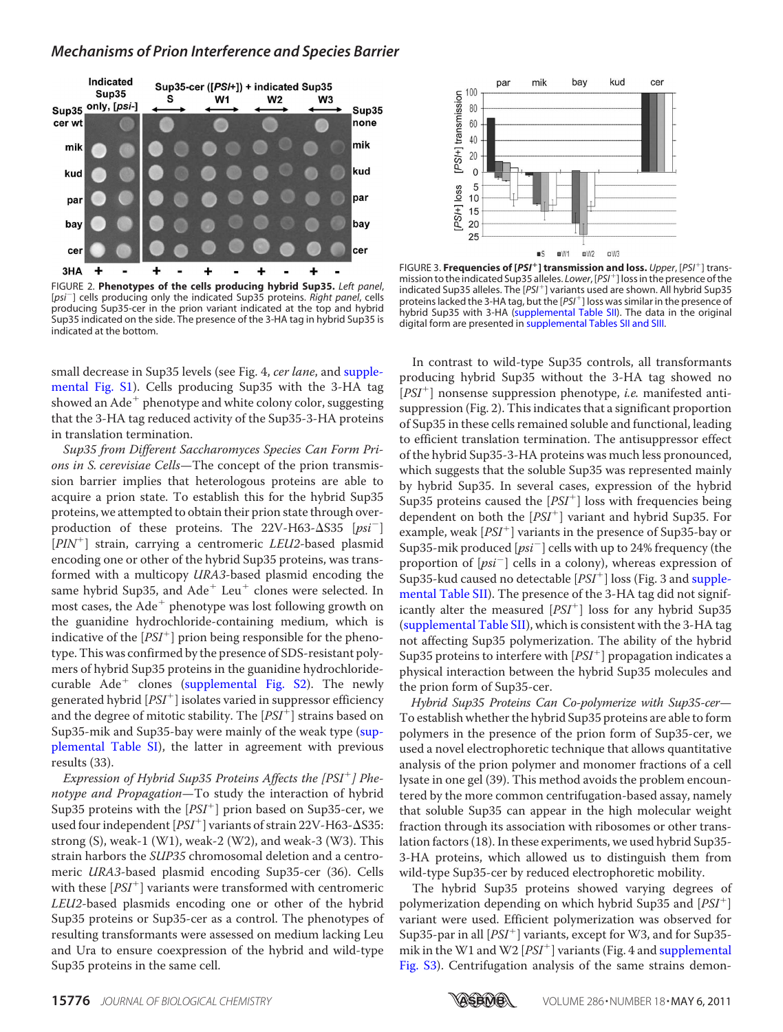FIGURE 2. **Phenotypes of the cells producing hybrid Sup35.** *Left panel*, [*psi*$^-$] cells producing only the indicated Sup35 proteins. *Right panel*, cells producing Sup35-cer in the prion variant indicated at the top and hybrid Sup35 indicated on the side. The presence of the 3-HA tag in hybrid Sup35 is indicated at the bottom.

FIGURE 3. **Frequencies of [*PSI*$^+$] transmission and loss.** *Upper*, [*PSI*$^+$] transmission to the indicated Sup35 alleles. *Lower*, [*PSI*$^+$] loss in the presence of the indicated Sup35 alleles. The [*PSI*$^+$] variants used are shown. All hybrid Sup35 proteins lacked the 3-HA tag, but the [*PSI*$^+$] loss was similar in the presence of hybrid Sup35 with 3-HA (supplemental Table SII). The data in the original digital form are presented in supplemental Tables SII and SIII.

small decrease in Sup35 levels (see Fig. 4, *cer lane*, and supplemental Fig. S1). Cells producing Sup35 with the 3-HA tag showed an Ade$^+$ phenotype and white colony color, suggesting that the 3-HA tag reduced activity of the Sup35-3-HA proteins in translation termination.

*Sup35 from Different Saccharomyces Species Can Form Prions in S. cerevisiae Cells*—The concept of the prion transmission barrier implies that heterologous proteins are able to acquire a prion state. To establish this for the hybrid Sup35 proteins, we attempted to obtain their prion state through overproduction of these proteins. The 22V-H63-ΔS35 [*psi*$^-$] [*PIN*$^+$] strain, carrying a centromeric *LEU2*-based plasmid encoding one or other of the hybrid Sup35 proteins, was transformed with a multicopy *URA3*-based plasmid encoding the same hybrid Sup35, and Ade$^+$ Leu$^+$ clones were selected. In most cases, the Ade$^+$ phenotype was lost following growth on the guanidine hydrochloride-containing medium, which is indicative of the [*PSI*$^+$] prion being responsible for the phenotype. This was confirmed by the presence of SDS-resistant polymers of hybrid Sup35 proteins in the guanidine hydrochloride-curable Ade$^+$ clones (supplemental Fig. S2). The newly generated hybrid [*PSI*$^+$] isolates varied in suppressor efficiency and the degree of mitotic stability. The [*PSI*$^+$] strains based on Sup35-mik and Sup35-bay were mainly of the weak type (supplemental Table SI), the latter in agreement with previous results (33).

*Expression of Hybrid Sup35 Proteins Affects the [PSI$^+$] Phenotype and Propagation*—To study the interaction of hybrid Sup35 proteins with the [*PSI*$^+$] prion based on Sup35-cer, we used four independent [*PSI*$^+$] variants of strain 22V-H63-ΔS35: strong (S), weak-1 (W1), weak-2 (W2), and weak-3 (W3). This strain harbors the *SUP35* chromosomal deletion and a centromeric *URA3*-based plasmid encoding Sup35-cer (36). Cells with these [*PSI*$^+$] variants were transformed with centromeric *LEU2*-based plasmids encoding one or other of the hybrid Sup35 proteins or Sup35-cer as a control. The phenotypes of resulting transformants were assessed on medium lacking Leu and Ura to ensure coexpression of the hybrid and wild-type Sup35 proteins in the same cell.

In contrast to wild-type Sup35 controls, all transformants producing hybrid Sup35 without the 3-HA tag showed no [*PSI*$^+$] nonsense suppression phenotype, *i.e.* manifested antisuppression (Fig. 2). This indicates that a significant proportion of Sup35 in these cells remained soluble and functional, leading to efficient translation termination. The antisuppressor effect of the hybrid Sup35-3-HA proteins was much less pronounced, which suggests that the soluble Sup35 was represented mainly by hybrid Sup35. In several cases, expression of the hybrid Sup35 proteins caused the [*PSI*$^+$] loss with frequencies being dependent on both the [*PSI*$^+$] variant and hybrid Sup35. For example, weak [*PSI*$^+$] variants in the presence of Sup35-bay or Sup35-mik produced [*psi*$^-$] cells with up to 24% frequency (the proportion of [*psi*$^-$] cells in a colony), whereas expression of Sup35-kud caused no detectable [*PSI*$^+$] loss (Fig. 3 and supplemental Table SII). The presence of the 3-HA tag did not significantly alter the measured [*PSI*$^+$] loss for any hybrid Sup35 (supplemental Table SII), which is consistent with the 3-HA tag not affecting Sup35 polymerization. The ability of the hybrid Sup35 proteins to interfere with [*PSI*$^+$] propagation indicates a physical interaction between the hybrid Sup35 molecules and the prion form of Sup35-cer.

*Hybrid Sup35 Proteins Can Co-polymerize with Sup35-cer*—To establish whether the hybrid Sup35 proteins are able to form polymers in the presence of the prion form of Sup35-cer, we used a novel electrophoretic technique that allows quantitative analysis of the prion polymer and monomer fractions of a cell lysate in one gel (39). This method avoids the problem encountered by the more common centrifugation-based assay, namely that soluble Sup35 can appear in the high molecular weight fraction through its association with ribosomes or other translation factors (18). In these experiments, we used hybrid Sup35-3-HA proteins, which allowed us to distinguish them from wild-type Sup35-cer by reduced electrophoretic mobility.

The hybrid Sup35 proteins showed varying degrees of polymerization depending on which hybrid Sup35 and [*PSI*$^+$] variant were used. Efficient polymerization was observed for Sup35-par in all [*PSI*$^+$] variants, except for W3, and for Sup35-mik in the W1 and W2 [*PSI*$^+$] variants (Fig. 4 and supplemental Fig. S3). Centrifugation analysis of the same strains demon-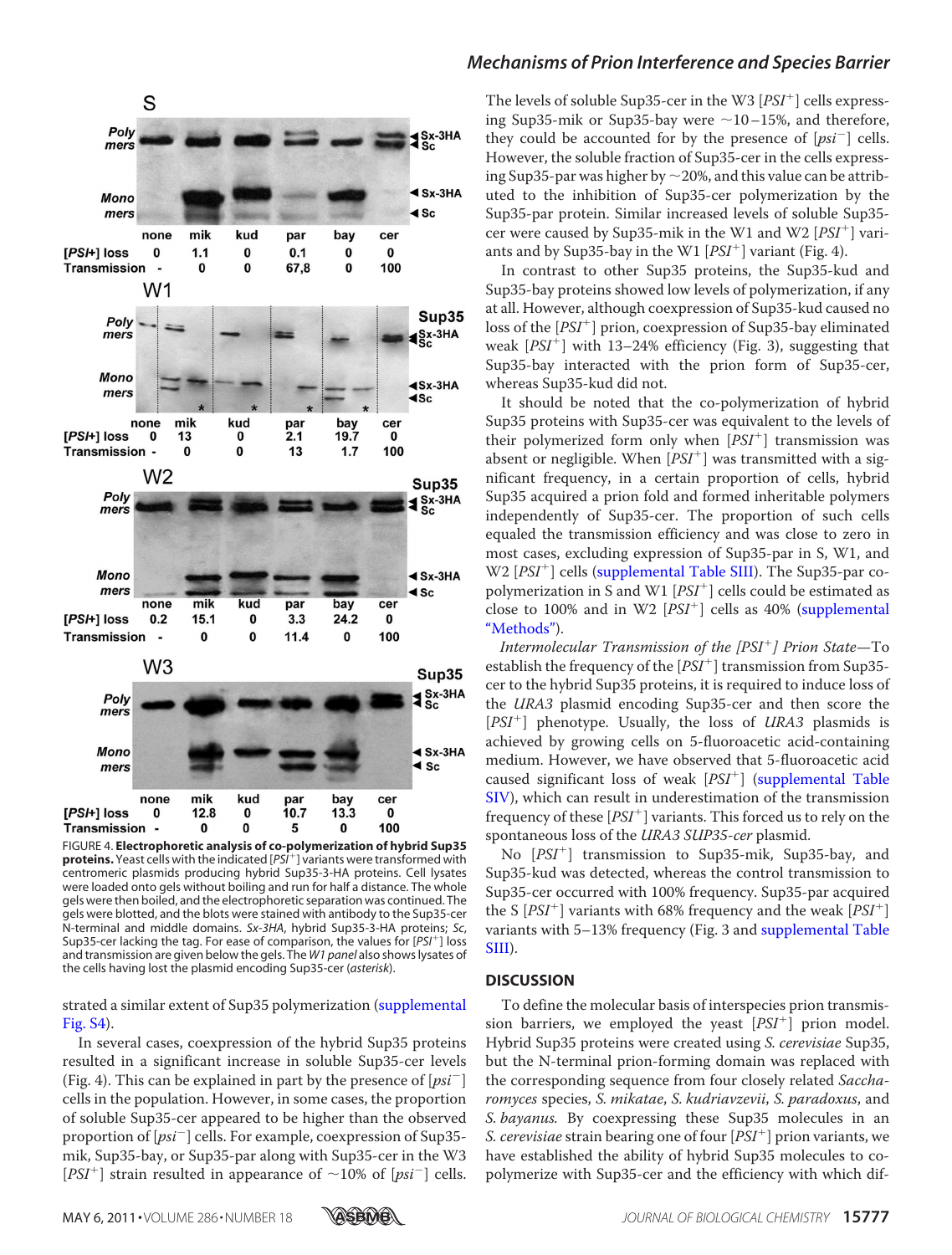FIGURE 4. **Electrophoretic analysis of co-polymerization of hybrid Sup35 proteins.** Yeast cells with the indicated [*PSI*$^+$] variants were transformed with centromeric plasmids producing hybrid Sup35-3-HA proteins. Cell lysates were loaded onto gels without boiling and run for half a distance. The whole gels were then boiled, and the electrophoretic separation was continued. The gels were blotted, and the blots were stained with antibody to the Sup35-cer N-terminal and middle domains. *Sx-3HA*, hybrid Sup35-3-HA proteins; *Sc*, Sup35-cer lacking the tag. For ease of comparison, the values for [*PSI*$^+$] loss and transmission are given below the gels. The *W1 panel* also shows lysates of the cells having lost the plasmid encoding Sup35-cer (*asterisk*).

strated a similar extent of Sup35 polymerization (supplemental Fig. S4).

In several cases, coexpression of the hybrid Sup35 proteins resulted in a significant increase in soluble Sup35-cer levels (Fig. 4). This can be explained in part by the presence of [*psi*$^-$] cells in the population. However, in some cases, the proportion of soluble Sup35-cer appeared to be higher than the observed proportion of [*psi*$^-$] cells. For example, coexpression of Sup35-mik, Sup35-bay, or Sup35-par along with Sup35-cer in the W3 [*PSI*$^+$] strain resulted in appearance of ~10% of [*psi*$^-$] cells. The levels of soluble Sup35-cer in the W3 [*PSI*$^+$] cells expressing Sup35-mik or Sup35-bay were ~10–15%, and therefore, they could be accounted for by the presence of [*psi*$^-$] cells. However, the soluble fraction of Sup35-cer in the cells expressing Sup35-par was higher by ~20%, and this value can be attributed to the inhibition of Sup35-cer polymerization by the Sup35-par protein. Similar increased levels of soluble Sup35-cer were caused by Sup35-mik in the W1 and W2 [*PSI*$^+$] variants and by Sup35-bay in the W1 [*PSI*$^+$] variant (Fig. 4).

In contrast to other Sup35 proteins, the Sup35-kud and Sup35-bay proteins showed low levels of polymerization, if any at all. However, although coexpression of Sup35-kud caused no loss of the [*PSI*$^+$] prion, coexpression of Sup35-bay eliminated weak [*PSI*$^+$] with 13–24% efficiency (Fig. 3), suggesting that Sup35-bay interacted with the prion form of Sup35-cer, whereas Sup35-kud did not.

It should be noted that the co-polymerization of hybrid Sup35 proteins with Sup35-cer was equivalent to the levels of their polymerized form only when [*PSI*$^+$] transmission was absent or negligible. When [*PSI*$^+$] was transmitted with a significant frequency, in a certain proportion of cells, hybrid Sup35 acquired a prion fold and formed inheritable polymers independently of Sup35-cer. The proportion of such cells equaled the transmission efficiency and was close to zero in most cases, excluding expression of Sup35-par in S, W1, and W2 [*PSI*$^+$] cells (supplemental Table SIII). The Sup35-par co-polymerization in S and W1 [*PSI*$^+$] cells could be estimated as close to 100% and in W2 [*PSI*$^+$] cells as 40% (supplemental "Methods").

*Intermolecular Transmission of the [PSI*$^+$*] Prion State*—To establish the frequency of the [*PSI*$^+$] transmission from Sup35-cer to the hybrid Sup35 proteins, it is required to induce loss of the *URA3* plasmid encoding Sup35-cer and then score the [*PSI*$^+$] phenotype. Usually, the loss of *URA3* plasmids is achieved by growing cells on 5-fluoroacetic acid-containing medium. However, we have observed that 5-fluoroacetic acid caused significant loss of weak [*PSI*$^+$] (supplemental Table SIV), which can result in underestimation of the transmission frequency of these [*PSI*$^+$] variants. This forced us to rely on the spontaneous loss of the *URA3 SUP35-cer* plasmid.

No [*PSI*$^+$] transmission to Sup35-mik, Sup35-bay, and Sup35-kud was detected, whereas the control transmission to Sup35-cer occurred with 100% frequency. Sup35-par acquired the S [*PSI*$^+$] variants with 68% frequency and the weak [*PSI*$^+$] variants with 5–13% frequency (Fig. 3 and supplemental Table SIII).

## DISCUSSION

To define the molecular basis of interspecies prion transmission barriers, we employed the yeast [*PSI*$^+$] prion model. Hybrid Sup35 proteins were created using *S. cerevisiae* Sup35, but the N-terminal prion-forming domain was replaced with the corresponding sequence from four closely related *Saccharomyces* species, *S. mikatae*, *S. kudriavzevii*, *S. paradoxus*, and *S. bayanus*. By coexpressing these Sup35 molecules in an *S. cerevisiae* strain bearing one of four [*PSI*$^+$] prion variants, we have established the ability of hybrid Sup35 molecules to co-polymerize with Sup35-cer and the efficiency with which dif-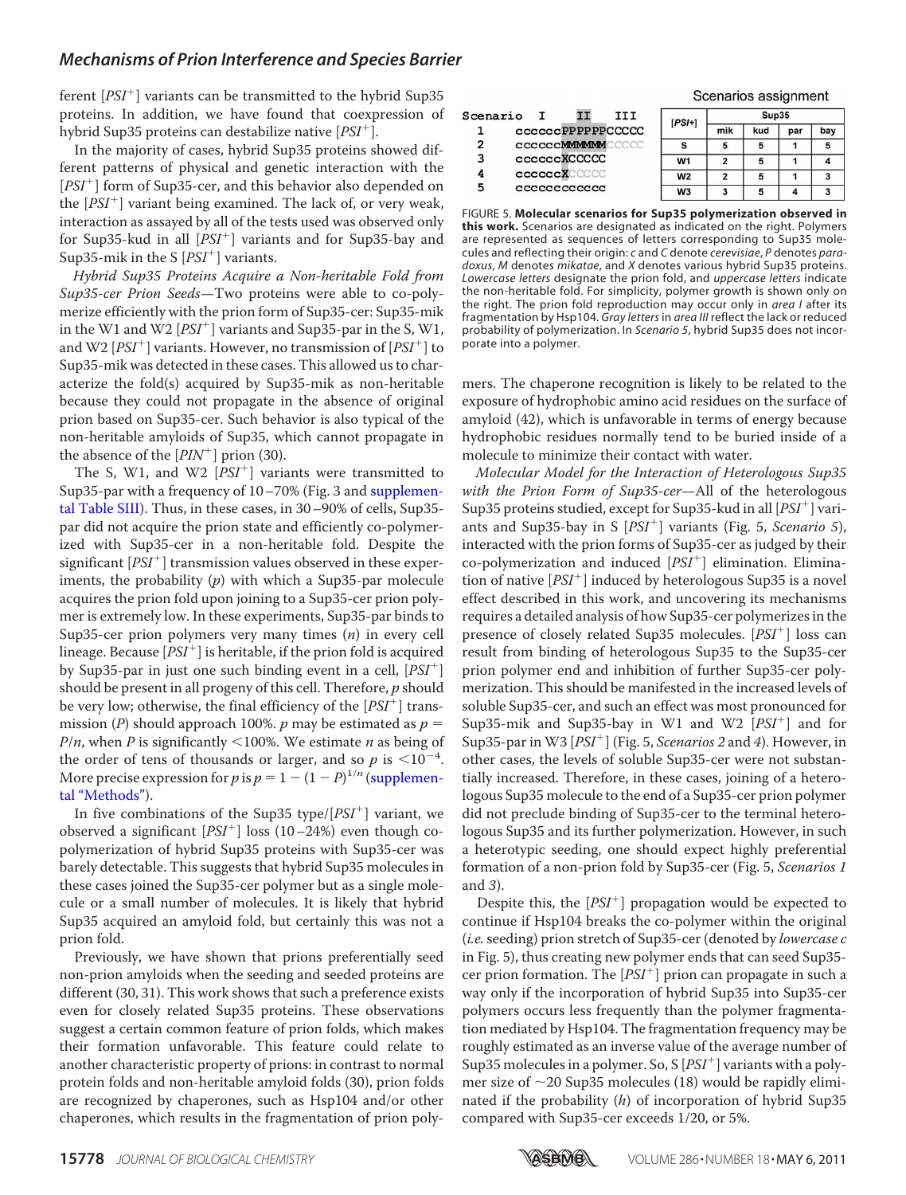ferent [$PSI^+$] variants can be transmitted to the hybrid Sup35 proteins. In addition, we have found that coexpression of hybrid Sup35 proteins can destabilize native [$PSI^+$].

In the majority of cases, hybrid Sup35 proteins showed different patterns of physical and genetic interaction with the [$PSI^+$] form of Sup35-cer, and this behavior also depended on the [$PSI^+$] variant being examined. The lack of, or very weak, interaction as assayed by all of the tests used was observed only for Sup35-kud in all [$PSI^+$] variants and for Sup35-bay and Sup35-mik in the S [$PSI^+$] variants.

*Hybrid Sup35 Proteins Acquire a Non-heritable Fold from Sup35-cer Prion Seeds*—Two proteins were able to co-polymerize efficiently with the prion form of Sup35-cer: Sup35-mik in the W1 and W2 [$PSI^+$] variants and Sup35-par in the S, W1, and W2 [$PSI^+$] variants. However, no transmission of [$PSI^+$] to Sup35-mik was detected in these cases. This allowed us to characterize the fold(s) acquired by Sup35-mik as non-heritable because they could not propagate in the absence of original prion based on Sup35-cer. Such behavior is also typical of the non-heritable amyloids of Sup35, which cannot propagate in the absence of the [$PIN^+$] prion (30).

The S, W1, and W2 [$PSI^+$] variants were transmitted to Sup35-par with a frequency of 10–70% (Fig. 3 and supplemental Table SIII). Thus, in these cases, in 30–90% of cells, Sup35-par did not acquire the prion state and efficiently co-polymerized with Sup35-cer in a non-heritable fold. Despite the significant [$PSI^+$] transmission values observed in these experiments, the probability ($p$) with which a Sup35-par molecule acquires the prion fold upon joining to a Sup35-cer prion polymer is extremely low. In these experiments, Sup35-par binds to Sup35-cer prion polymers very many times ($n$) in every cell lineage. Because [$PSI^+$] is heritable, if the prion fold is acquired by Sup35-par in just one such binding event in a cell, [$PSI^+$] should be present in all progeny of this cell. Therefore, $p$ should be very low; otherwise, the final efficiency of the [$PSI^+$] transmission ($P$) should approach 100%. $p$ may be estimated as $p = P/n$, when $P$ is significantly $<$100%. We estimate $n$ as being of the order of tens of thousands or larger, and so $p$ is $<10^{-4}$. More precise expression for $p$ is $p = 1 - (1 - P)^{1/n}$ (supplemental "Methods").

In five combinations of the Sup35 type/[$PSI^+$] variant, we observed a significant [$PSI^+$] loss (10–24%) even though co-polymerization of hybrid Sup35 proteins with Sup35-cer was barely detectable. This suggests that hybrid Sup35 molecules in these cases joined the Sup35-cer polymer but as a single molecule or a small number of molecules. It is likely that hybrid Sup35 acquired an amyloid fold, but certainly this was not a prion fold.

Previously, we have shown that prions preferentially seed non-prion amyloids when the seeding and seeded proteins are different (30, 31). This work shows that such a preference exists even for closely related Sup35 proteins. These observations suggest a certain common feature of prion folds, which makes their formation unfavorable. This feature could relate to another characteristic property of prions: in contrast to normal protein folds and non-heritable amyloid folds (30), prion folds are recognized by chaperones, such as Hsp104 and/or other chaperones, which results in the fragmentation of prion polymers. The chaperone recognition is likely to be related to the exposure of hydrophobic amino acid residues on the surface of amyloid (42), which is unfavorable in terms of energy because hydrophobic residues normally tend to be buried inside of a molecule to minimize their contact with water.

```
Scenario  I      II      III
   1      ccccccPPPPPPCCCCC
   2      ccccccMMMMMMCCCCC
   3      ccccccXCCCCC
   4      ccccccXCCCCC
   5      ccccccccccc
```

Scenarios assignment

| [PSI+] | Sup35 | | | |
|---|---|---|---|---|
| | mik | kud | par | bay |
| S | 5 | 5 | 1 | 5 |
| W1 | 2 | 5 | 1 | 4 |
| W2 | 2 | 5 | 1 | 3 |
| W3 | 3 | 5 | 4 | 3 |

FIGURE 5. **Molecular scenarios for Sup35 polymerization observed in this work.** Scenarios are designated as indicated on the right. Polymers are represented as sequences of letters corresponding to Sup35 molecules and reflecting their origin: *c* and *C* denote *cerevisiae*, *P* denotes *paradoxus*, *M* denotes *mikatae*, and *X* denotes various hybrid Sup35 proteins. *Lowercase letters* designate the prion fold, and *uppercase letters* indicate the non-heritable fold. For simplicity, polymer growth is shown only on the right. The prion fold reproduction may occur only in *area I* after its fragmentation by Hsp104. *Gray letters* in *area III* reflect the lack or reduced probability of polymerization. In *Scenario 5*, hybrid Sup35 does not incorporate into a polymer.

*Molecular Model for the Interaction of Heterologous Sup35 with the Prion Form of Sup35-cer*—All of the heterologous Sup35 proteins studied, except for Sup35-kud in all [$PSI^+$] variants and Sup35-bay in S [$PSI^+$] variants (Fig. 5, *Scenario 5*), interacted with the prion forms of Sup35-cer as judged by their co-polymerization and induced [$PSI^+$] elimination. Elimination of native [$PSI^+$] induced by heterologous Sup35 is a novel effect described in this work, and uncovering its mechanisms requires a detailed analysis of how Sup35-cer polymerizes in the presence of closely related Sup35 molecules. [$PSI^+$] loss can result from binding of heterologous Sup35 to the Sup35-cer prion polymer end and inhibition of further Sup35-cer polymerization. This should be manifested in the increased levels of soluble Sup35-cer, and such an effect was most pronounced for Sup35-mik and Sup35-bay in W1 and W2 [$PSI^+$] and for Sup35-par in W3 [$PSI^+$] (Fig. 5, *Scenarios 2* and *4*). However, in other cases, the levels of soluble Sup35-cer were not substantially increased. Therefore, in these cases, joining of a heterologous Sup35 molecule to the end of a Sup35-cer prion polymer did not preclude binding of Sup35-cer to the terminal heterologous Sup35 and its further polymerization. However, in such a heterotypic seeding, one should expect highly preferential formation of a non-prion fold by Sup35-cer (Fig. 5, *Scenarios 1* and *3*).

Despite this, the [$PSI^+$] propagation would be expected to continue if Hsp104 breaks the co-polymer within the original (*i.e.* seeding) prion stretch of Sup35-cer (denoted by *lowercase c* in Fig. 5), thus creating new polymer ends that can seed Sup35-cer prion formation. The [$PSI^+$] prion can propagate in such a way only if the incorporation of hybrid Sup35 into Sup35-cer polymers occurs less frequently than the polymer fragmentation mediated by Hsp104. The fragmentation frequency may be roughly estimated as an inverse value of the average number of Sup35 molecules in a polymer. So, S [$PSI^+$] variants with a polymer size of ~20 Sup35 molecules (18) would be rapidly eliminated if the probability ($h$) of incorporation of hybrid Sup35 compared with Sup35-cer exceeds 1/20, or 5%.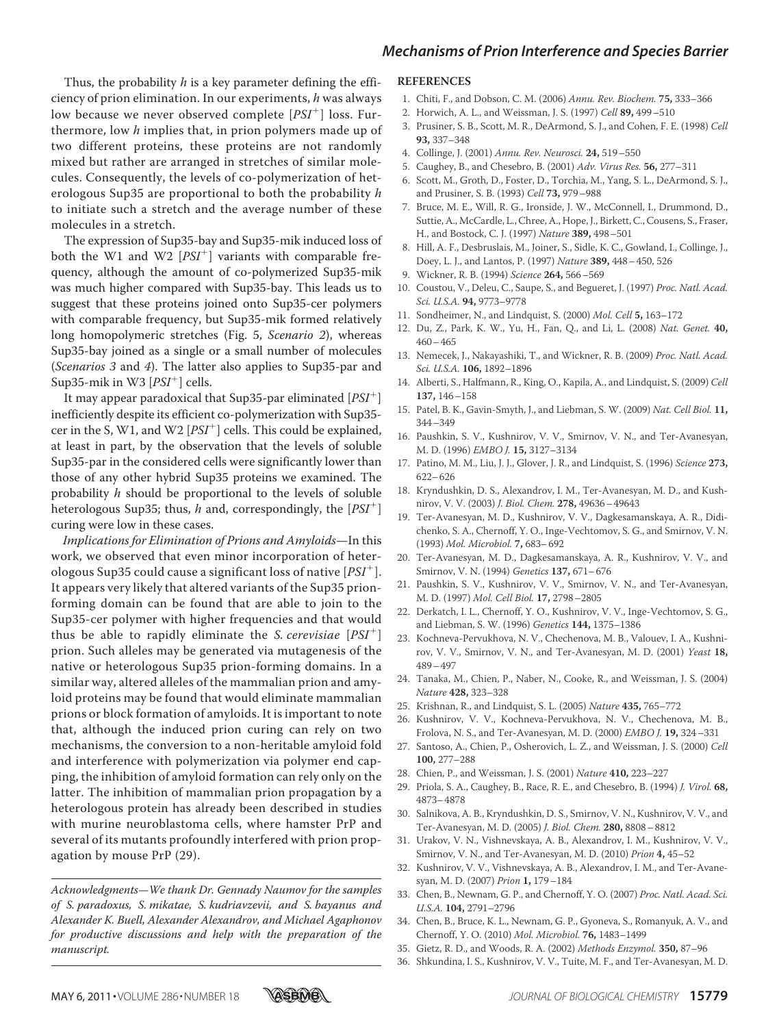Thus, the probability *h* is a key parameter defining the efficiency of prion elimination. In our experiments, *h* was always low because we never observed complete [*PSI*$^+$] loss. Furthermore, low *h* implies that, in prion polymers made up of two different proteins, these proteins are not randomly mixed but rather are arranged in stretches of similar molecules. Consequently, the levels of co-polymerization of heterologous Sup35 are proportional to both the probability *h* to initiate such a stretch and the average number of these molecules in a stretch.

The expression of Sup35-bay and Sup35-mik induced loss of both the W1 and W2 [*PSI*$^+$] variants with comparable frequency, although the amount of co-polymerized Sup35-mik was much higher compared with Sup35-bay. This leads us to suggest that these proteins joined onto Sup35-cer polymers with comparable frequency, but Sup35-mik formed relatively long homopolymeric stretches (Fig. 5, *Scenario 2*), whereas Sup35-bay joined as a single or a small number of molecules (*Scenarios 3* and *4*). The latter also applies to Sup35-par and Sup35-mik in W3 [*PSI*$^+$] cells.

It may appear paradoxical that Sup35-par eliminated [*PSI*$^+$] inefficiently despite its efficient co-polymerization with Sup35-cer in the S, W1, and W2 [*PSI*$^+$] cells. This could be explained, at least in part, by the observation that the levels of soluble Sup35-par in the considered cells were significantly lower than those of any other hybrid Sup35 proteins we examined. The probability *h* should be proportional to the levels of soluble heterologous Sup35; thus, *h* and, correspondingly, the [*PSI*$^+$] curing were low in these cases.

*Implications for Elimination of Prions and Amyloids*—In this work, we observed that even minor incorporation of heterologous Sup35 could cause a significant loss of native [*PSI*$^+$]. It appears very likely that altered variants of the Sup35 prion-forming domain can be found that are able to join to the Sup35-cer polymer with higher frequencies and that would thus be able to rapidly eliminate the *S. cerevisiae* [*PSI*$^+$] prion. Such alleles may be generated via mutagenesis of the native or heterologous Sup35 prion-forming domains. In a similar way, altered alleles of the mammalian prion and amyloid proteins may be found that would eliminate mammalian prions or block formation of amyloids. It is important to note that, although the induced prion curing can rely on two mechanisms, the conversion to a non-heritable amyloid fold and interference with polymerization via polymer end capping, the inhibition of amyloid formation can rely only on the latter. The inhibition of mammalian prion propagation by a heterologous protein has already been described in studies with murine neuroblastoma cells, where hamster PrP and several of its mutants profoundly interfered with prion propagation by mouse PrP (29).

*Acknowledgments—We thank Dr. Gennady Naumov for the samples of S. paradoxus, S. mikatae, S. kudriavzevii, and S. bayanus and Alexander K. Buell, Alexander Alexandrov, and Michael Agaphonov for productive discussions and help with the preparation of the manuscript.*

## REFERENCES

1. Chiti, F., and Dobson, C. M. (2006) *Annu. Rev. Biochem.* **75,** 333–366
2. Horwich, A. L., and Weissman, J. S. (1997) *Cell* **89,** 499–510
3. Prusiner, S. B., Scott, M. R., DeArmond, S. J., and Cohen, F. E. (1998) *Cell* **93,** 337–348
4. Collinge, J. (2001) *Annu. Rev. Neurosci.* **24,** 519–550
5. Caughey, B., and Chesebro, B. (2001) *Adv. Virus Res.* **56,** 277–311
6. Scott, M., Groth, D., Foster, D., Torchia, M., Yang, S. L., DeArmond, S. J., and Prusiner, S. B. (1993) *Cell* **73,** 979–988
7. Bruce, M. E., Will, R. G., Ironside, J. W., McConnell, I., Drummond, D., Suttie, A., McCardle, L., Chree, A., Hope, J., Birkett, C., Cousens, S., Fraser, H., and Bostock, C. J. (1997) *Nature* **389,** 498–501
8. Hill, A. F., Desbruslais, M., Joiner, S., Sidle, K. C., Gowland, I., Collinge, J., Doey, L. J., and Lantos, P. (1997) *Nature* **389,** 448–450, 526
9. Wickner, R. B. (1994) *Science* **264,** 566–569
10. Coustou, V., Deleu, C., Saupe, S., and Begueret, J. (1997) *Proc. Natl. Acad. Sci. U.S.A.* **94,** 9773–9778
11. Sondheimer, N., and Lindquist, S. (2000) *Mol. Cell* **5,** 163–172
12. Du, Z., Park, K. W., Yu, H., Fan, Q., and Li, L. (2008) *Nat. Genet.* **40,** 460–465
13. Nemecek, J., Nakayashiki, T., and Wickner, R. B. (2009) *Proc. Natl. Acad. Sci. U.S.A.* **106,** 1892–1896
14. Alberti, S., Halfmann, R., King, O., Kapila, A., and Lindquist, S. (2009) *Cell* **137,** 146–158
15. Patel, B. K., Gavin-Smyth, J., and Liebman, S. W. (2009) *Nat. Cell Biol.* **11,** 344–349
16. Paushkin, S. V., Kushnirov, V. V., Smirnov, V. N., and Ter-Avanesyan, M. D. (1996) *EMBO J.* **15,** 3127–3134
17. Patino, M. M., Liu, J. J., Glover, J. R., and Lindquist, S. (1996) *Science* **273,** 622–626
18. Kryndushkin, D. S., Alexandrov, I. M., Ter-Avanesyan, M. D., and Kushnirov, V. V. (2003) *J. Biol. Chem.* **278,** 49636–49643
19. Ter-Avanesyan, M. D., Kushnirov, V. V., Dagkesamanskaya, A. R., Didichenko, S. A., Chernoff, Y. O., Inge-Vechtomov, S. G., and Smirnov, V. N. (1993) *Mol. Microbiol.* **7,** 683–692
20. Ter-Avanesyan, M. D., Dagkesamanskaya, A. R., Kushnirov, V. V., and Smirnov, V. N. (1994) *Genetics* **137,** 671–676
21. Paushkin, S. V., Kushnirov, V. V., Smirnov, V. N., and Ter-Avanesyan, M. D. (1997) *Mol. Cell Biol.* **17,** 2798–2805
22. Derkatch, I. L., Chernoff, Y. O., Kushnirov, V. V., Inge-Vechtomov, S. G., and Liebman, S. W. (1996) *Genetics* **144,** 1375–1386
23. Kochneva-Pervukhova, N. V., Chechenova, M. B., Valouev, I. A., Kushnirov, V. V., Smirnov, V. N., and Ter-Avanesyan, M. D. (2001) *Yeast* **18,** 489–497
24. Tanaka, M., Chien, P., Naber, N., Cooke, R., and Weissman, J. S. (2004) *Nature* **428,** 323–328
25. Krishnan, R., and Lindquist, S. L. (2005) *Nature* **435,** 765–772
26. Kushnirov, V. V., Kochneva-Pervukhova, N. V., Chechenova, M. B., Frolova, N. S., and Ter-Avanesyan, M. D. (2000) *EMBO J.* **19,** 324–331
27. Santoso, A., Chien, P., Osherovich, L. Z., and Weissman, J. S. (2000) *Cell* **100,** 277–288
28. Chien, P., and Weissman, J. S. (2001) *Nature* **410,** 223–227
29. Priola, S. A., Caughey, B., Race, R. E., and Chesebro, B. (1994) *J. Virol.* **68,** 4873–4878
30. Salnikova, A. B., Kryndushkin, D. S., Smirnov, V. N., Kushnirov, V. V., and Ter-Avanesyan, M. D. (2005) *J. Biol. Chem.* **280,** 8808–8812
31. Urakov, V. N., Vishnevskaya, A. B., Alexandrov, I. M., Kushnirov, V. V., Smirnov, V. N., and Ter-Avanesyan, M. D. (2010) *Prion* **4,** 45–52
32. Kushnirov, V. V., Vishnevskaya, A. B., Alexandrov, I. M., and Ter-Avanesyan, M. D. (2007) *Prion* **1,** 179–184
33. Chen, B., Newnam, G. P., and Chernoff, Y. O. (2007) *Proc. Natl. Acad. Sci. U.S.A.* **104,** 2791–2796
34. Chen, B., Bruce, K. L., Newnam, G. P., Gyoneva, S., Romanyuk, A. V., and Chernoff, Y. O. (2010) *Mol. Microbiol.* **76,** 1483–1499
35. Gietz, R. D., and Woods, R. A. (2002) *Methods Enzymol.* **350,** 87–96
36. Shkundina, I. S., Kushnirov, V. V., Tuite, M. F., and Ter-Avanesyan, M. D.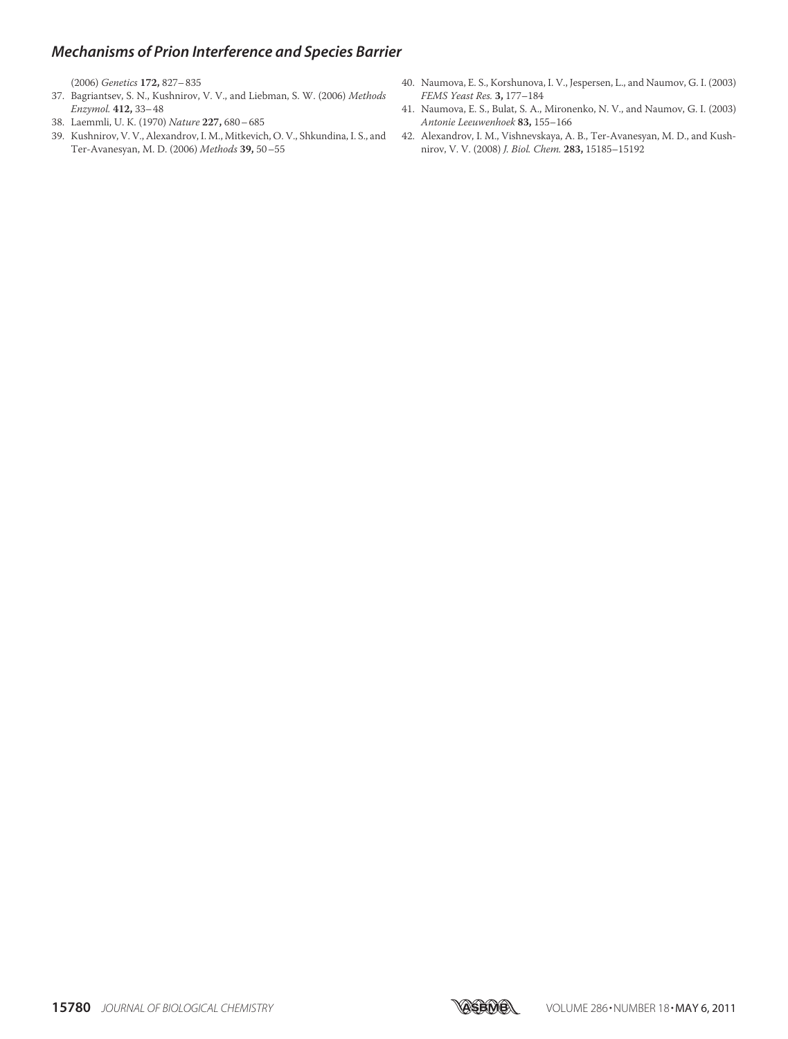(2006) *Genetics* **172,** 827–835

37. Bagriantsev, S. N., Kushnirov, V. V., and Liebman, S. W. (2006) *Methods Enzymol.* **412,** 33–48
38. Laemmli, U. K. (1970) *Nature* **227,** 680–685
39. Kushnirov, V. V., Alexandrov, I. M., Mitkevich, O. V., Shkundina, I. S., and Ter-Avanesyan, M. D. (2006) *Methods* **39,** 50–55
40. Naumova, E. S., Korshunova, I. V., Jespersen, L., and Naumov, G. I. (2003) *FEMS Yeast Res.* **3,** 177–184
41. Naumova, E. S., Bulat, S. A., Mironenko, N. V., and Naumov, G. I. (2003) *Antonie Leeuwenhoek* **83,** 155–166
42. Alexandrov, I. M., Vishnevskaya, A. B., Ter-Avanesyan, M. D., and Kushnirov, V. V. (2008) *J. Biol. Chem.* **283,** 15185–15192